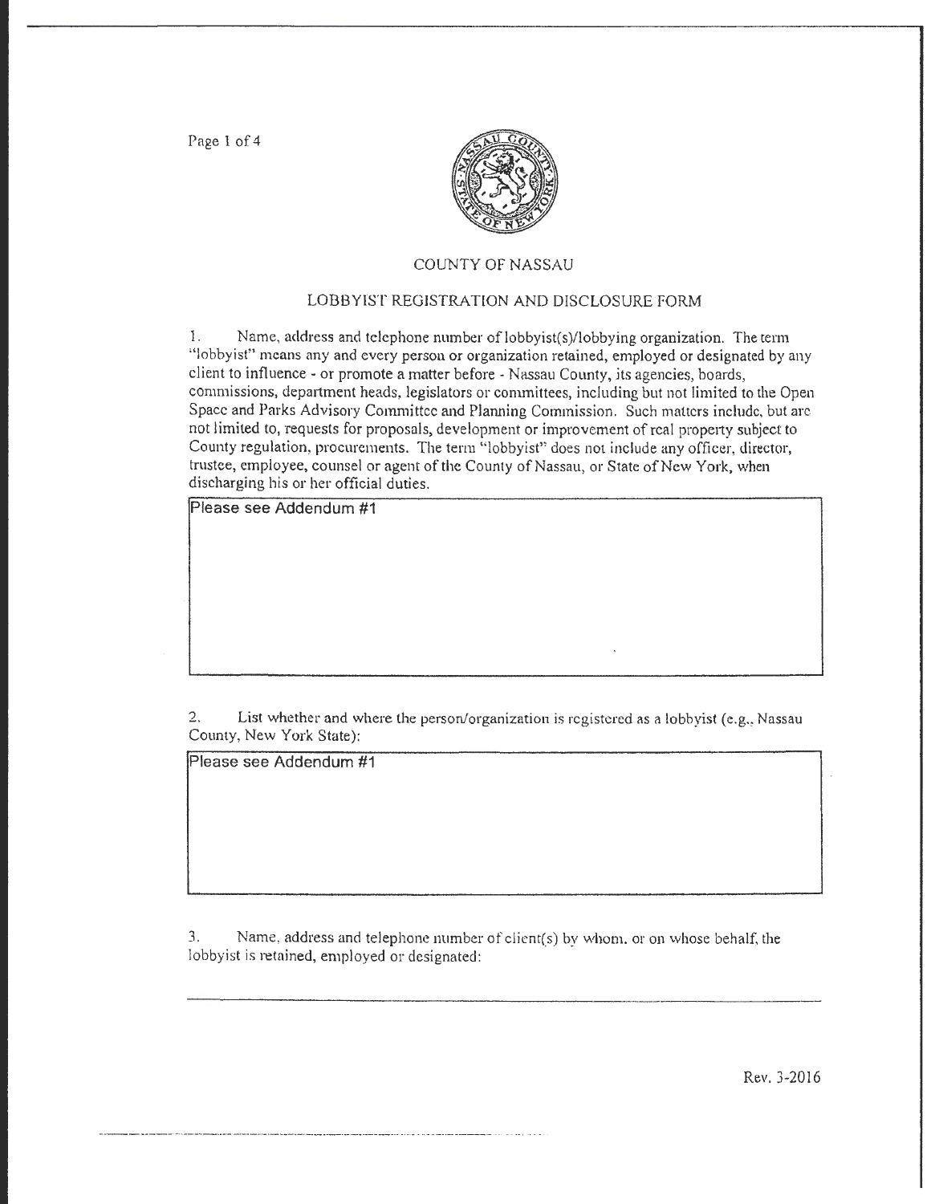# COUNTY OF NASSAU

## LOBBYIST REGISTRATION AND DISCLOSURE FORM

1. Name, address and telephone number of lobbyist(s)/lobbying organization. The term "lobbyist" means any and every person or organization retained, employed or designated by any client to influence - or promote a matter before - Nassau County, its agencies, boards, commissions, department heads, legislators or committees, including but not limited to the Open Space and Parks Advisory Committee and Planning Commission. Such matters include, but are not limited to, requests for proposals, development or improvement of real property subject to County regulation, procurements. The term "lobbyist" does not include any officer, director, trustee, employee, counsel or agent of the County of Nassau, or State of New York, when discharging his or her official duties.

Please see Addendum #1

2. List whether and where the person/organization is registered as a lobbyist (e.g., Nassau County, New York State):

Please see Addendum #1

3. Name, address and telephone number of client(s) by whom, or on whose behalf, the lobbyist is retained, employed or designated:

Rev. 3-2016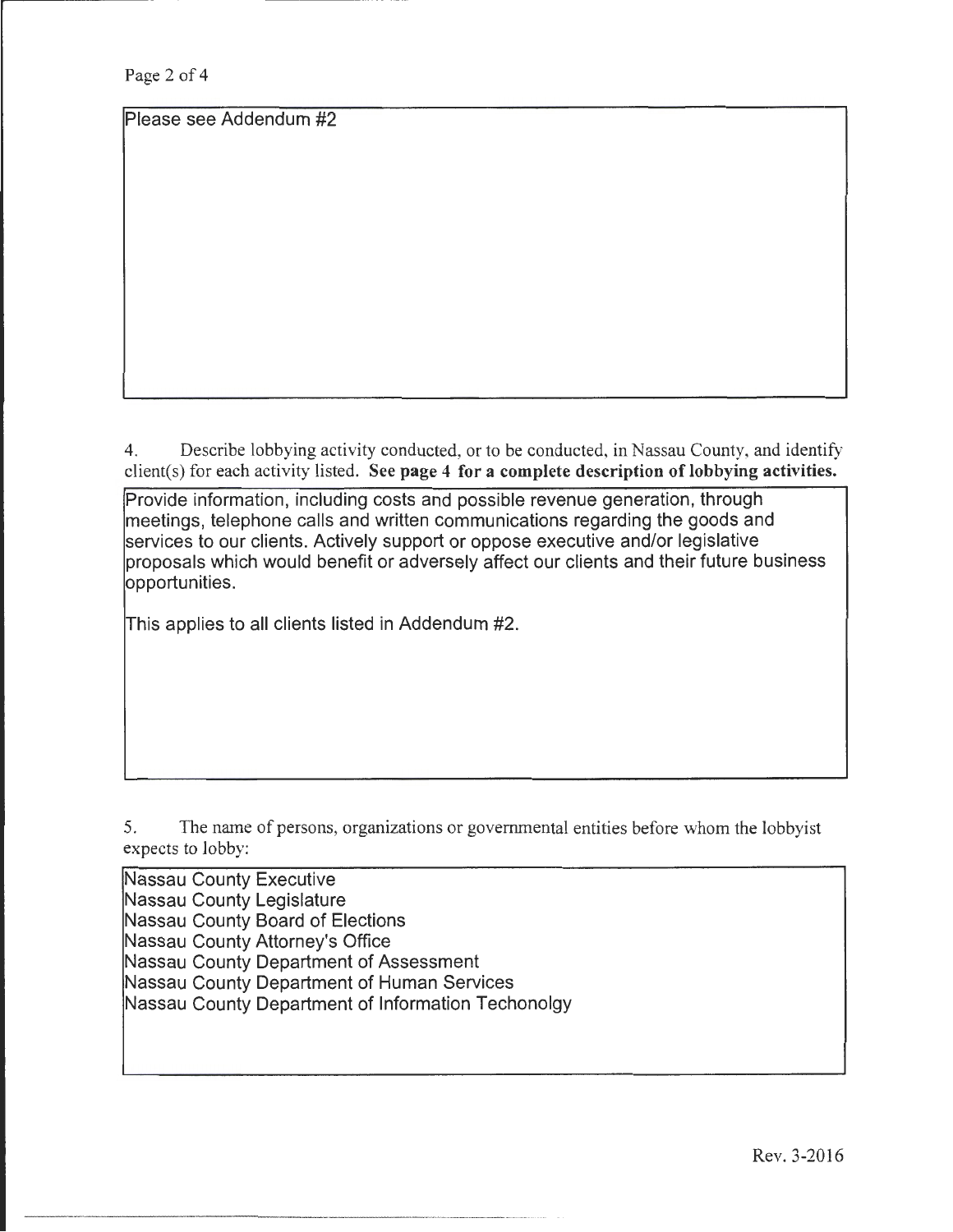Please see Addendum #2

4. Describe lobbying activity conducted, or to be conducted, in Nassau County, and identify client(s) for each activity listed. **See page 4 for a complete description of lobbying activities.**

Provide information, including costs and possible revenue generation, through meetings, telephone calls and written communications regarding the goods and services to our clients. Actively support or oppose executive and/or legislative proposals which would benefit or adversely affect our clients and their future business opportunities.

This applies to all clients listed in Addendum #2.

5. The name of persons, organizations or governmental entities before whom the lobbyist expects to lobby:

Nassau County Executive
Nassau County Legislature
Nassau County Board of Elections
Nassau County Attorney's Office
Nassau County Department of Assessment
Nassau County Department of Human Services
Nassau County Department of Information Techonolgy

Rev. 3-2016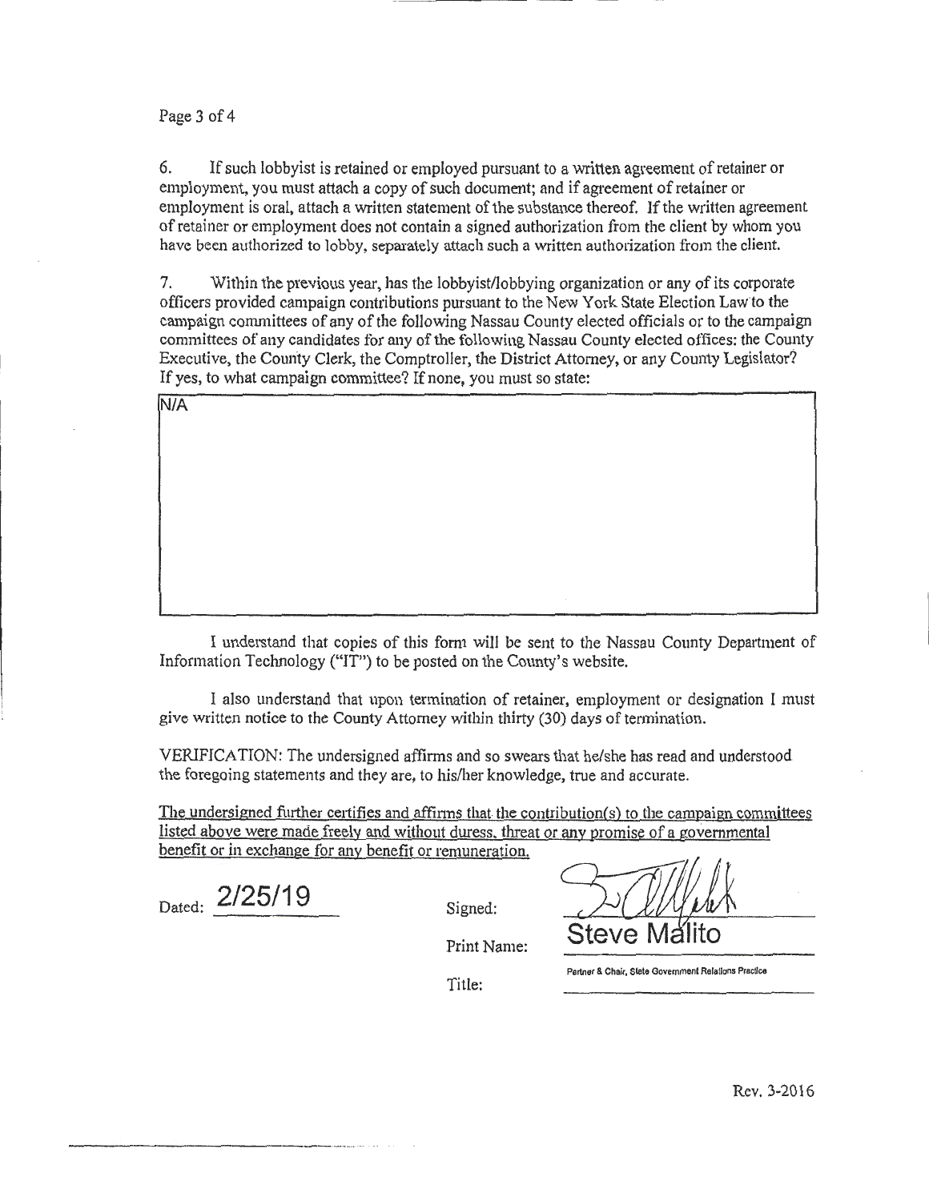6. If such lobbyist is retained or employed pursuant to a written agreement of retainer or employment, you must attach a copy of such document; and if agreement of retainer or employment is oral, attach a written statement of the substance thereof. If the written agreement of retainer or employment does not contain a signed authorization from the client by whom you have been authorized to lobby, separately attach such a written authorization from the client.

7. Within the previous year, has the lobbyist/lobbying organization or any of its corporate officers provided campaign contributions pursuant to the New York State Election Law to the campaign committees of any of the following Nassau County elected officials or to the campaign committees of any candidates for any of the following Nassau County elected offices: the County Executive, the County Clerk, the Comptroller, the District Attorney, or any County Legislator? If yes, to what campaign committee? If none, you must so state:

| N/A |
|---|

I understand that copies of this form will be sent to the Nassau County Department of Information Technology ("IT") to be posted on the County's website.

I also understand that upon termination of retainer, employment or designation I must give written notice to the County Attorney within thirty (30) days of termination.

VERIFICATION: The undersigned affirms and so swears that he/she has read and understood the foregoing statements and they are, to his/her knowledge, true and accurate.

The undersigned further certifies and affirms that the contribution(s) to the campaign committees listed above were made freely and without duress, threat or any promise of a governmental benefit or in exchange for any benefit or remuneration.

Dated: 2/25/19

Signed: [signature]

Print Name: Steve Malito

Title: Partner & Chair, State Government Relations Practice

Rev. 3-2016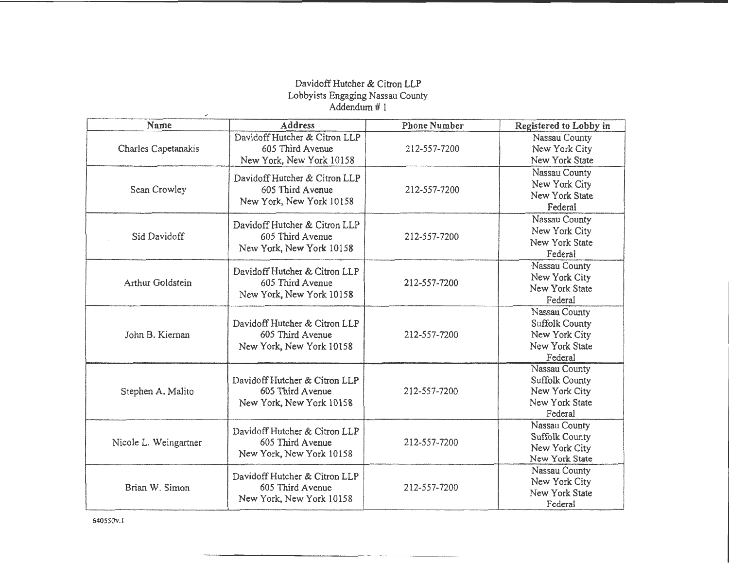Davidoff Hutcher & Citron LLP
Lobbyists Engaging Nassau County
Addendum # 1

| Name | Address | Phone Number | Registered to Lobby in |
|---|---|---|---|
| Charles Capetanakis | Davidoff Hutcher & Citron LLP<br>605 Third Avenue<br>New York, New York 10158 | 212-557-7200 | Nassau County<br>New York City<br>New York State |
| Sean Crowley | Davidoff Hutcher & Citron LLP<br>605 Third Avenue<br>New York, New York 10158 | 212-557-7200 | Nassau County<br>New York City<br>New York State<br>Federal |
| Sid Davidoff | Davidoff Hutcher & Citron LLP<br>605 Third Avenue<br>New York, New York 10158 | 212-557-7200 | Nassau County<br>New York City<br>New York State<br>Federal |
| Arthur Goldstein | Davidoff Hutcher & Citron LLP<br>605 Third Avenue<br>New York, New York 10158 | 212-557-7200 | Nassau County<br>New York City<br>New York State<br>Federal |
| John B. Kiernan | Davidoff Hutcher & Citron LLP<br>605 Third Avenue<br>New York, New York 10158 | 212-557-7200 | Nassau County<br>Suffolk County<br>New York City<br>New York State<br>Federal |
| Stephen A. Malito | Davidoff Hutcher & Citron LLP<br>605 Third Avenue<br>New York, New York 10158 | 212-557-7200 | Nassau County<br>Suffolk County<br>New York City<br>New York State<br>Federal |
| Nicole L. Weingartner | Davidoff Hutcher & Citron LLP<br>605 Third Avenue<br>New York, New York 10158 | 212-557-7200 | Nassau County<br>Suffolk County<br>New York City<br>New York State |
| Brian W. Simon | Davidoff Hutcher & Citron LLP<br>605 Third Avenue<br>New York, New York 10158 | 212-557-7200 | Nassau County<br>New York City<br>New York State<br>Federal |

640550v.1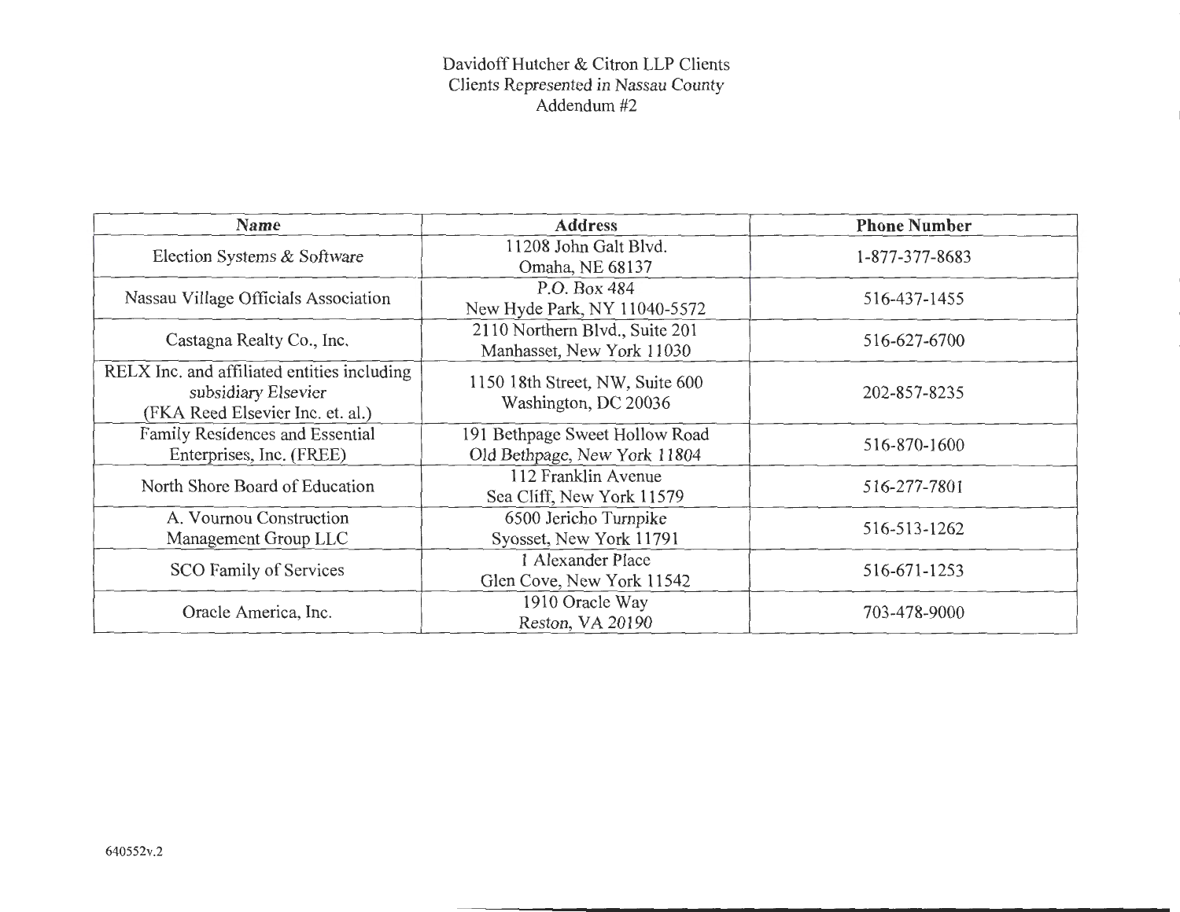Davidoff Hutcher & Citron LLP Clients
Clients Represented in Nassau County
Addendum #2

| Name | Address | Phone Number |
| --- | --- | --- |
| Election Systems & Software | 11208 John Galt Blvd. Omaha, NE 68137 | 1-877-377-8683 |
| Nassau Village Officials Association | P.O. Box 484 New Hyde Park, NY 11040-5572 | 516-437-1455 |
| Castagna Realty Co., Inc. | 2110 Northern Blvd., Suite 201 Manhasset, New York 11030 | 516-627-6700 |
| RELX Inc. and affiliated entities including subsidiary Elsevier (FKA Reed Elsevier Inc. et. al.) | 1150 18th Street, NW, Suite 600 Washington, DC 20036 | 202-857-8235 |
| Family Residences and Essential Enterprises, Inc. (FREE) | 191 Bethpage Sweet Hollow Road Old Bethpage, New York 11804 | 516-870-1600 |
| North Shore Board of Education | 112 Franklin Avenue Sea Cliff, New York 11579 | 516-277-7801 |
| A. Vournou Construction Management Group LLC | 6500 Jericho Turnpike Syosset, New York 11791 | 516-513-1262 |
| SCO Family of Services | 1 Alexander Place Glen Cove, New York 11542 | 516-671-1253 |
| Oracle America, Inc. | 1910 Oracle Way Reston, VA 20190 | 703-478-9000 |

640552v.2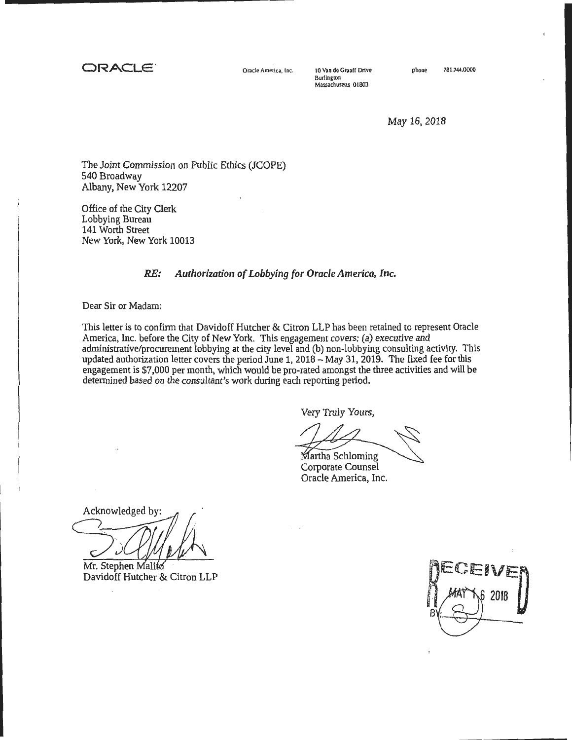ORACLE

Oracle America, Inc. 10 Van de Graaff Drive Burlington Massachusetts 01803 phone 781.744.0000

May 16, 2018

The Joint Commission on Public Ethics (JCOPE)
540 Broadway
Albany, New York 12207

Office of the City Clerk
Lobbying Bureau
141 Worth Street
New York, New York 10013

***RE: Authorization of Lobbying for Oracle America, Inc.***

Dear Sir or Madam:

This letter is to confirm that Davidoff Hutcher & Citron LLP has been retained to represent Oracle America, Inc. before the City of New York. This engagement covers: (a) executive and administrative/procurement lobbying at the city level and (b) non-lobbying consulting activity. This updated authorization letter covers the period June 1, 2018 – May 31, 2019. The fixed fee for this engagement is $7,000 per month, which would be pro-rated amongst the three activities and will be determined based on the consultant's work during each reporting period.

Very Truly Yours,

Martha Schloming
Corporate Counsel
Oracle America, Inc.

Acknowledged by:

Mr. Stephen Malito
Davidoff Hutcher & Citron LLP

RECEIVED
MAY 16 2018
BY: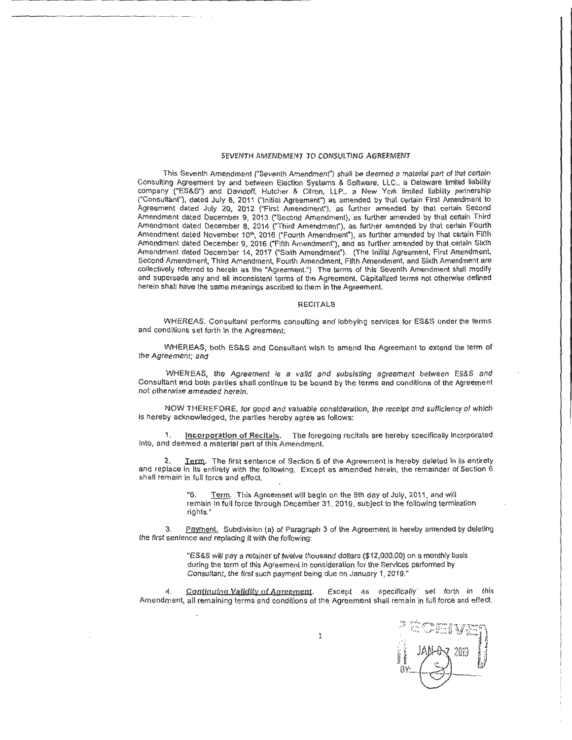# SEVENTH AMENDMENT TO CONSULTING AGREEMENT

This Seventh Amendment ("Seventh Amendment") shall be deemed a material part of that certain Consulting Agreement by and between Election Systems & Software, LLC., a Delaware limited liability company ("ES&S") and Davidoff, Hutcher & Citron, LLP., a New York limited liability partnership ("Consultant"), dated July 8, 2011 ("Initial Agreement") as amended by that certain First Amendment to Agreement dated July 20, 2012 ("First Amendment"), as further amended by that certain Second Amendment dated December 9, 2013 ("Second Amendment), as further amended by that certain Third Amendment dated December 8, 2014 ("Third Amendment"), as further amended by that certain Fourth Amendment dated November 10th, 2016 ("Fourth Amendment"), as further amended by that certain Fifth Amendment dated December 9, 2016 ("Fifth Amendment"), and as further amended by that certain Sixth Amendment dated December 14, 2017 ("Sixth Amendment"). (The Initial Agreement, First Amendment, Second Amendment, Third Amendment, Fourth Amendment, Fifth Amendment, and Sixth Amendment are collectively referred to herein as the "Agreement.") The terms of this Seventh Amendment shall modify and supersede any and all inconsistent terms of the Agreement. Capitalized terms not otherwise defined herein shall have the same meanings ascribed to them in the Agreement.

## RECITALS

WHEREAS, Consultant performs consulting and lobbying services for ES&S under the terms and conditions set forth in the Agreement;

WHEREAS, both ES&S and Consultant wish to amend the Agreement to extend the term of the Agreement; and

WHEREAS, the Agreement is a valid and subsisting agreement between ES&S and Consultant and both parties shall continue to be bound by the terms and conditions of the Agreement not otherwise amended herein.

NOW THEREFORE, for good and valuable consideration, the receipt and sufficiency of which is hereby acknowledged, the parties hereby agree as follows:

1. Incorporation of Recitals. The foregoing recitals are hereby specifically incorporated into, and deemed a material part of this Amendment.

2. Term. The first sentence of Section 6 of the Agreement is hereby deleted in its entirety and replace in its entirety with the following. Except as amended herein, the remainder of Section 6 shall remain in full force and effect.

   > "6. Term. This Agreement will begin on the 8th day of July, 2011, and will remain in full force through December 31, 2019, subject to the following termination rights."

3. Payment. Subdivision (a) of Paragraph 3 of the Agreement is hereby amended by deleting the first sentence and replacing it with the following:

   > "ES&S will pay a retainer of twelve thousand dollars ($12,000.00) on a monthly basis during the term of this Agreement in consideration for the Services performed by Consultant, the first such payment being due on January 1, 2019."

4. Continuing Validity of Agreement. Except as specifically set forth in this Amendment, all remaining terms and conditions of the Agreement shall remain in full force and effect.

RECEIVED JAN 07 2019 BY: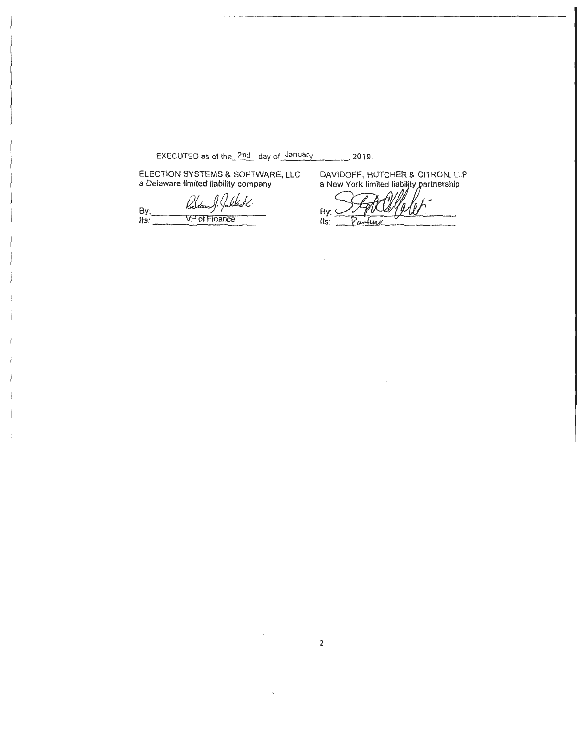EXECUTED as of the 2nd day of January, 2019.

| ELECTION SYSTEMS & SOFTWARE, LLC<br>a Delaware limited liability company | DAVIDOFF, HUTCHER & CITRON, LLP<br>a New York limited liability partnership |
| --- | --- |
| By: [signature] | By: [signature] |
| Its: VP of Finance | Its: Partner |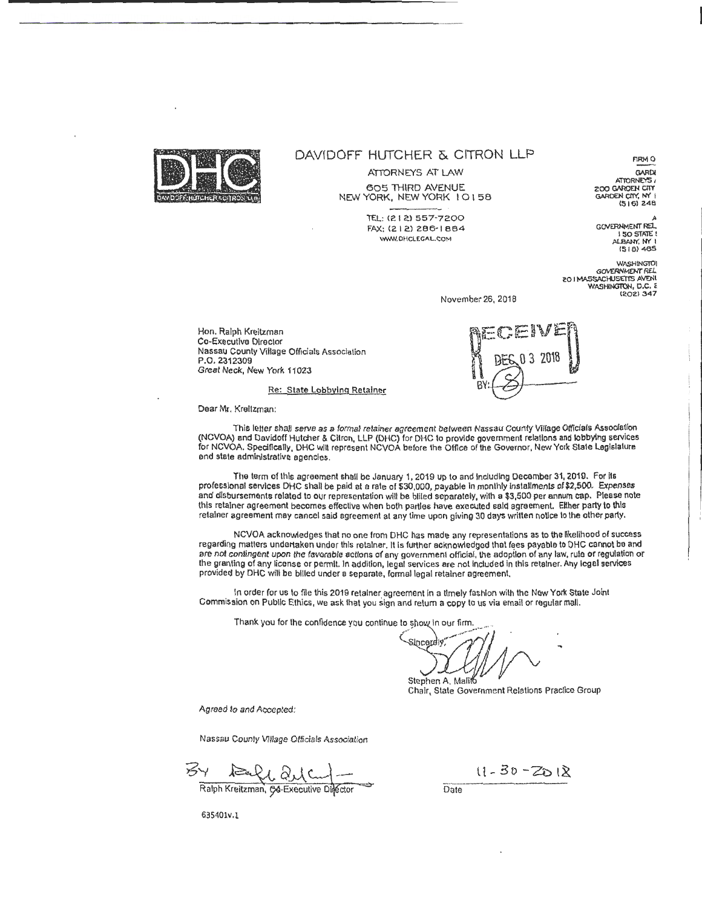DAVIDOFF HUTCHER & CITRON LLP

ATTORNEYS AT LAW

605 THIRD AVENUE
NEW YORK, NEW YORK 10158

TEL: (212) 557-7200
FAX: (212) 286-1884
WWW.DHCLEGAL.COM

FIRM O

GARDI
ATTORNEYS
200 GARDEN CITY
GARDEN CITY, NY
(516) 248

A
GOVERNMENT REL
150 STATE
ALBANY, NY
(518) 465

WASHINGTO
GOVERNMENT REL
201 MASSACHUSETTS AVEN
WASHINGTON, D.C.
(202) 347

November 26, 2018

Hon. Ralph Kreitzman
Co-Executive Director
Nassau County Village Officials Association
P.O. 2312309
*Great Neck*, New York 11023

RECEIVED
DEC 03 2018
BY: (S)

Re: State Lobbying Retainer

Dear Mr. Kreitzman:

This letter shall *serve as a formal retainer agreement* between Nassau County Village Officials Association (NCVOA) and Davidoff Hutcher & Citron, LLP (DHC) for DHC to provide government relations and lobbying services for NCVOA. Specifically, DHC will represent NCVOA before the Office of the Governor, New York State Legislature and state administrative agencies.

The term of this agreement shall be January 1, 2019 up to and including December 31, 2019. For its professional services DHC shall be paid at a rate of $30,000, payable in monthly installments of $2,500. Expenses and disbursements related to our representation will be billed separately, with a $3,500 per annum cap. Please note this retainer agreement becomes effective when both parties have executed said agreement. Either party to this retainer agreement may cancel said agreement at any time upon giving 30 days written notice to the other party.

NCVOA acknowledges that no one from DHC has made any representations as to the likelihood of success regarding matters undertaken under this retainer. It is further acknowledged that fees payable to DHC cannot be and *are not contingent upon the favorable* actions of any government official, the adoption of any law, rule or regulation or the granting of any license or permit. In addition, legal services are not included in this retainer. Any legal services provided by DHC will be billed under a separate, formal legal retainer agreement.

In order for us to file this 2019 retainer agreement in a timely fashion with the New York State Joint Commission on Public Ethics, we ask that you sign and return a copy to us via email or regular mail.

Thank you for the confidence you continue to show in our firm.

Sincerely,

Stephen A. Malito
Chair, State Government Relations Practice Group

*Agreed to and Accepted:*

Nassau County Village Officials Association

By ______________________
Ralph Kreitzman, Co-Executive Director

11-30-2018
Date

635401v.1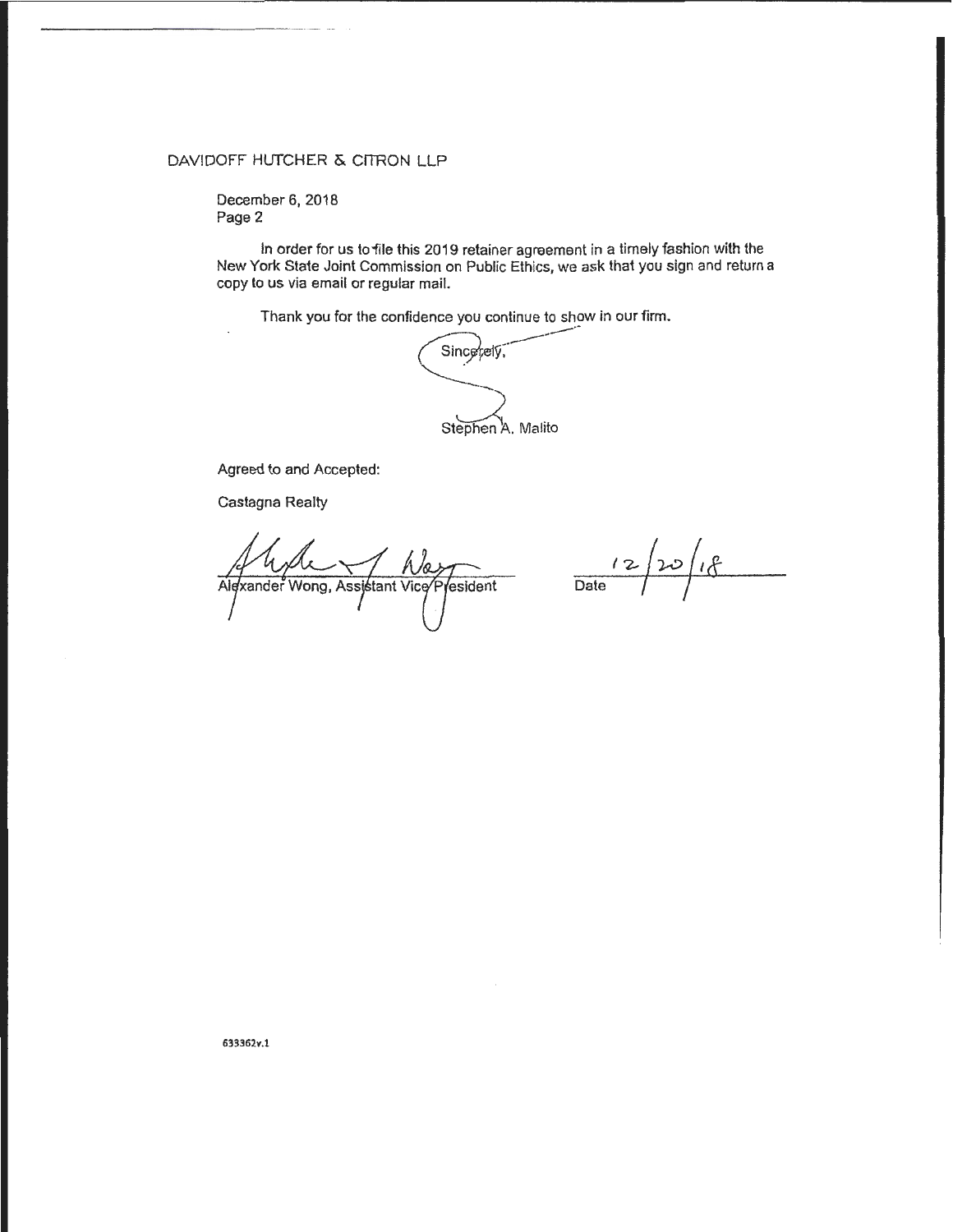DAVIDOFF HUTCHER & CITRON LLP

December 6, 2018
Page 2

In order for us to file this 2019 retainer agreement in a timely fashion with the New York State Joint Commission on Public Ethics, we ask that you sign and return a copy to us via email or regular mail.

Thank you for the confidence you continue to show in our firm.

Sincerely,

Stephen A. Malito

Agreed to and Accepted:

Castagna Realty

Alexander Wong, Assistant Vice President

12/20/18
Date

633362v.1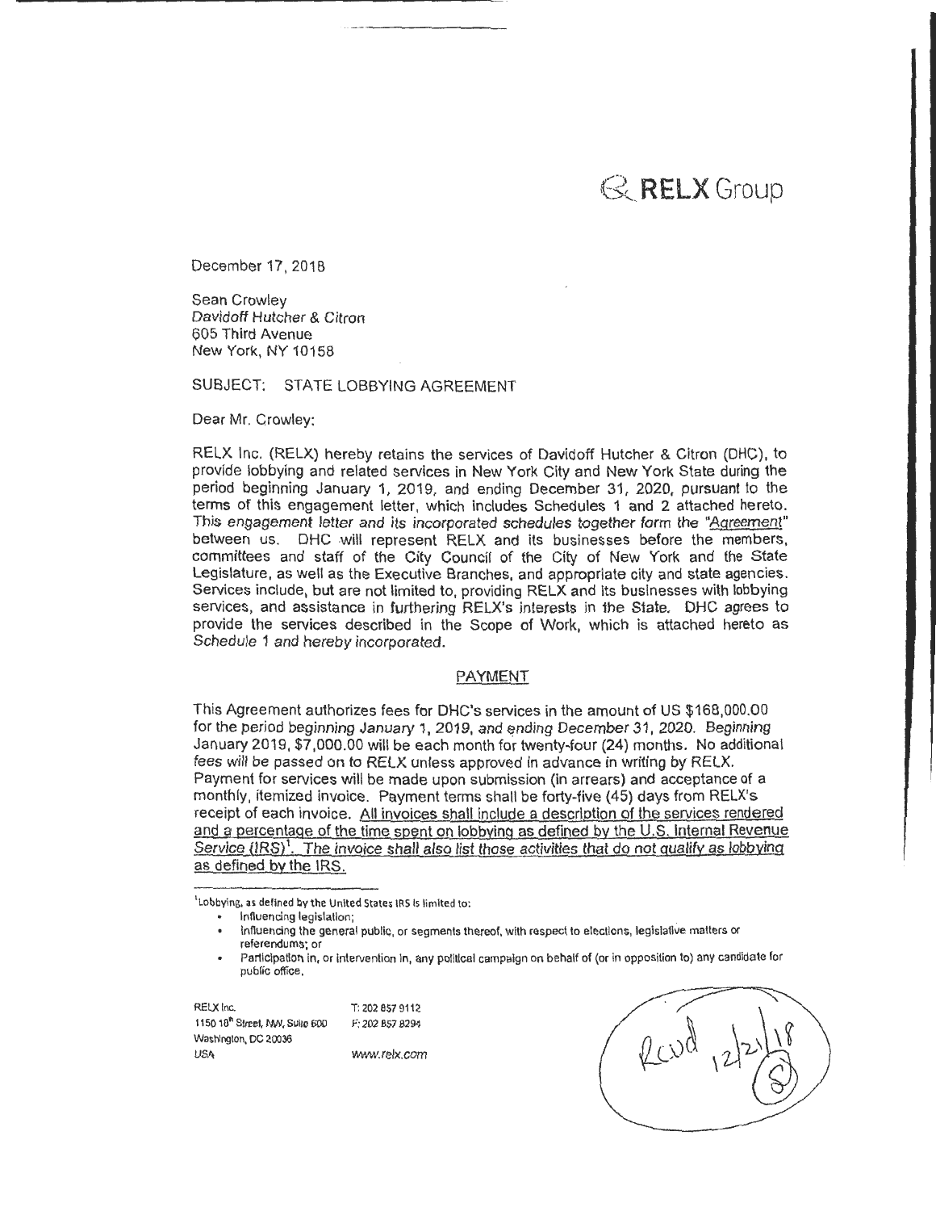RELX Group

December 17, 2018

Sean Crowley
Davidoff Hutcher & Citron
605 Third Avenue
New York, NY 10158

SUBJECT: STATE LOBBYING AGREEMENT

Dear Mr. Crowley:

RELX Inc. (RELX) hereby retains the services of Davidoff Hutcher & Citron (DHC), to provide lobbying and related services in New York City and New York State during the period beginning January 1, 2019, and ending December 31, 2020, pursuant to the terms of this engagement letter, which includes Schedules 1 and 2 attached hereto. This engagement letter and its incorporated schedules together form the "Agreement" between us. DHC will represent RELX and its businesses before the members, committees and staff of the City Council of the City of New York and the State Legislature, as well as the Executive Branches, and appropriate city and state agencies. Services include, but are not limited to, providing RELX and its businesses with lobbying services, and assistance in furthering RELX's interests in the State. DHC agrees to provide the services described in the Scope of Work, which is attached hereto as Schedule 1 and hereby incorporated.

## PAYMENT

This Agreement authorizes fees for DHC's services in the amount of US $168,000.00 for the period beginning January 1, 2019, and ending December 31, 2020. Beginning January 2019, $7,000.00 will be each month for twenty-four (24) months. No additional fees will be passed on to RELX unless approved in advance in writing by RELX. Payment for services will be made upon submission (in arrears) and acceptance of a monthly, itemized invoice. Payment terms shall be forty-five (45) days from RELX's receipt of each invoice. <u>All invoices shall include a description of the services rendered and a percentage of the time spent on lobbying as defined by the U.S. Internal Revenue Service (IRS)[1]. The invoice shall also list those activities that do not qualify as lobbying as defined by the IRS.</u>

[1] Lobbying, as defined by the United States IRS is limited to:

- Influencing legislation;
- Influencing the general public, or segments thereof, with respect to elections, legislative matters or referendums; or
- Participation in, or intervention in, any political campaign on behalf of (or in opposition to) any candidate for public office.

RELX Inc.
1150 18th Street, NW, Suite 600
Washington, DC 20036
USA

T: 202 857 9112
F: 202 857 8294

www.relx.com

Rcvd 12/21/18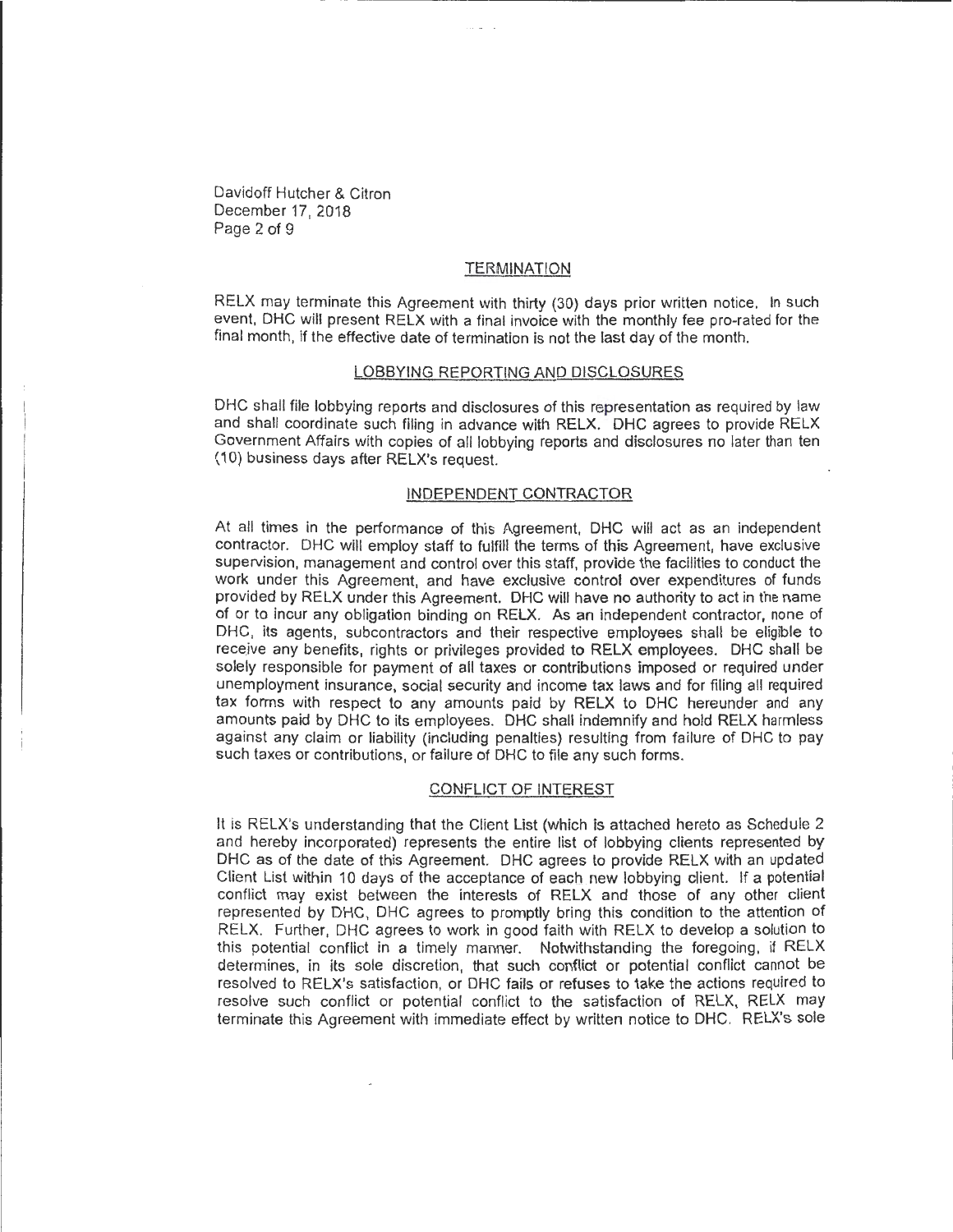## TERMINATION

RELX may terminate this Agreement with thirty (30) days prior written notice. In such event, DHC will present RELX with a final invoice with the monthly fee pro-rated for the final month, if the effective date of termination is not the last day of the month.

## LOBBYING REPORTING AND DISCLOSURES

DHC shall file lobbying reports and disclosures of this representation as required by law and shall coordinate such filing in advance with RELX. DHC agrees to provide RELX Government Affairs with copies of all lobbying reports and disclosures no later than ten (10) business days after RELX's request.

## INDEPENDENT CONTRACTOR

At all times in the performance of this Agreement, DHC will act as an independent contractor. DHC will employ staff to fulfill the terms of this Agreement, have exclusive supervision, management and control over this staff, provide the facilities to conduct the work under this Agreement, and have exclusive control over expenditures of funds provided by RELX under this Agreement. DHC will have no authority to act in the name of or to incur any obligation binding on RELX. As an independent contractor, none of DHC, its agents, subcontractors and their respective employees shall be eligible to receive any benefits, rights or privileges provided to RELX employees. DHC shall be solely responsible for payment of all taxes or contributions imposed or required under unemployment insurance, social security and income tax laws and for filing all required tax forms with respect to any amounts paid by RELX to DHC hereunder and any amounts paid by DHC to its employees. DHC shall indemnify and hold RELX harmless against any claim or liability (including penalties) resulting from failure of DHC to pay such taxes or contributions, or failure of DHC to file any such forms.

## CONFLICT OF INTEREST

It is RELX's understanding that the Client List (which is attached hereto as Schedule 2 and hereby incorporated) represents the entire list of lobbying clients represented by DHC as of the date of this Agreement. DHC agrees to provide RELX with an updated Client List within 10 days of the acceptance of each new lobbying client. If a potential conflict may exist between the interests of RELX and those of any other client represented by DHC, DHC agrees to promptly bring this condition to the attention of RELX. Further, DHC agrees to work in good faith with RELX to develop a solution to this potential conflict in a timely manner. Notwithstanding the foregoing, if RELX determines, in its sole discretion, that such conflict or potential conflict cannot be resolved to RELX's satisfaction, or DHC fails or refuses to take the actions required to resolve such conflict or potential conflict to the satisfaction of RELX, RELX may terminate this Agreement with immediate effect by written notice to DHC. RELX's sole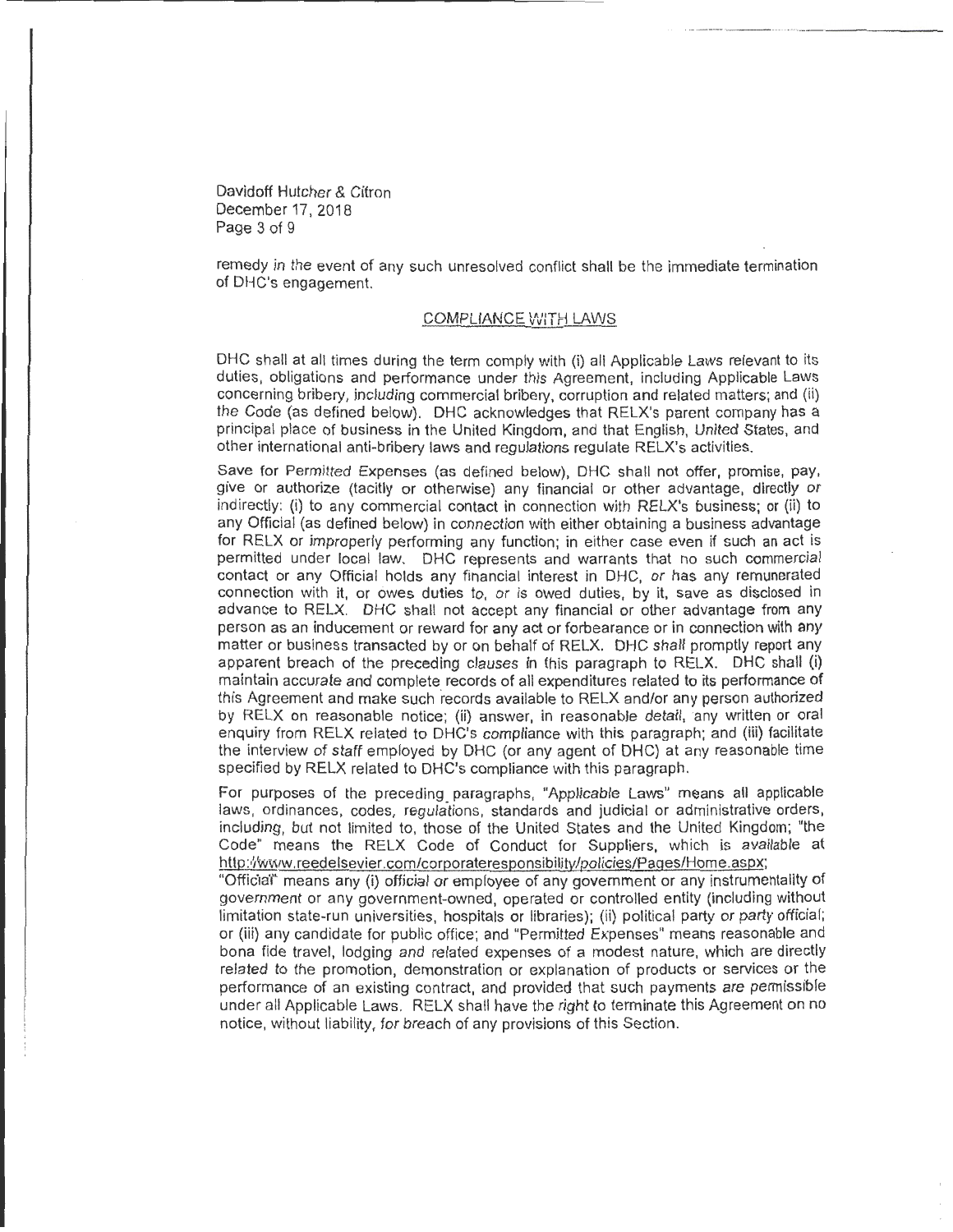remedy in the event of any such unresolved conflict shall be the immediate termination of DHC's engagement.

## COMPLIANCE WITH LAWS

DHC shall at all times during the term comply with (i) all Applicable Laws relevant to its duties, obligations and performance under this Agreement, including Applicable Laws concerning bribery, including commercial bribery, corruption and related matters; and (ii) the Code (as defined below). DHC acknowledges that RELX's parent company has a principal place of business in the United Kingdom, and that English, United States, and other international anti-bribery laws and regulations regulate RELX's activities.

Save for Permitted Expenses (as defined below), DHC shall not offer, promise, pay, give or authorize (tacitly or otherwise) any financial or other advantage, directly or indirectly: (i) to any commercial contact in connection with RELX's business; or (ii) to any Official (as defined below) in connection with either obtaining a business advantage for RELX or improperly performing any function; in either case even if such an act is permitted under local law. DHC represents and warrants that no such commercial contact or any Official holds any financial interest in DHC, or has any remunerated connection with it, or owes duties to, or is owed duties, by it, save as disclosed in advance to RELX. DHC shall not accept any financial or other advantage from any person as an inducement or reward for any act or forbearance or in connection with any matter or business transacted by or on behalf of RELX. DHC shall promptly report any apparent breach of the preceding clauses in this paragraph to RELX. DHC shall (i) maintain accurate and complete records of all expenditures related to its performance of this Agreement and make such records available to RELX and/or any person authorized by RELX on reasonable notice; (ii) answer, in reasonable detail, any written or oral enquiry from RELX related to DHC's compliance with this paragraph; and (iii) facilitate the interview of staff employed by DHC (or any agent of DHC) at any reasonable time specified by RELX related to DHC's compliance with this paragraph.

For purposes of the preceding paragraphs, "Applicable Laws" means all applicable laws, ordinances, codes, regulations, standards and judicial or administrative orders, including, but not limited to, those of the United States and the United Kingdom; "the Code" means the RELX Code of Conduct for Suppliers, which is available at http://www.reedelsevier.com/corporateresponsibility/policies/Pages/Home.aspx; "Official" means any (i) official or employee of any government or any instrumentality of government or any government-owned, operated or controlled entity (including without limitation state-run universities, hospitals or libraries); (ii) political party or party official; or (iii) any candidate for public office; and "Permitted Expenses" means reasonable and bona fide travel, lodging and related expenses of a modest nature, which are directly related to the promotion, demonstration or explanation of products or services or the performance of an existing contract, and provided that such payments are permissible under all Applicable Laws. RELX shall have the right to terminate this Agreement on no notice, without liability, for breach of any provisions of this Section.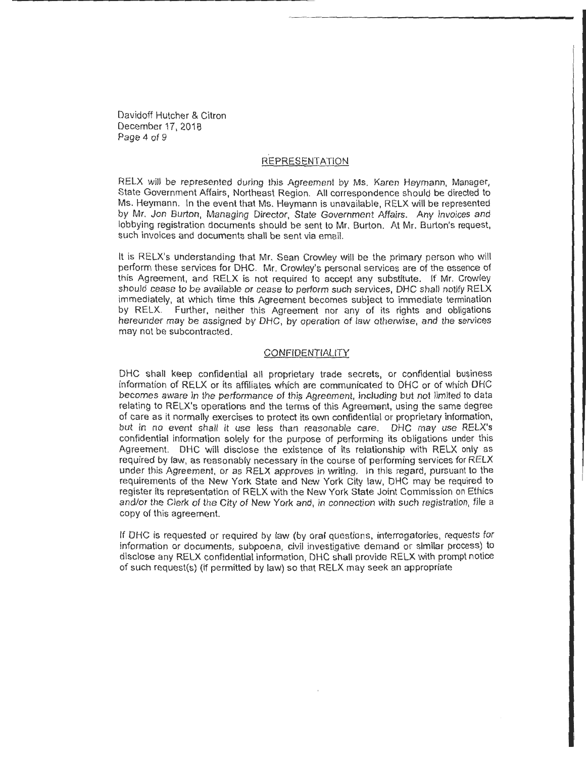## REPRESENTATION

RELX will be represented during this Agreement by Ms. Karen Heymann, Manager, State Government Affairs, Northeast Region. All correspondence should be directed to Ms. Heymann. In the event that Ms. Heymann is unavailable, RELX will be represented by Mr. Jon Burton, Managing Director, State Government Affairs. Any invoices and lobbying registration documents should be sent to Mr. Burton. At Mr. Burton's request, such invoices and documents shall be sent via email.

It is RELX's understanding that Mr. Sean Crowley will be the primary person who will perform these services for DHC. Mr. Crowley's personal services are of the essence of this Agreement, and RELX is not required to accept any substitute. If Mr. Crowley should cease to be available or cease to perform such services, DHC shall notify RELX immediately, at which time this Agreement becomes subject to immediate termination by RELX. Further, neither this Agreement nor any of its rights and obligations hereunder may be assigned by DHC, by operation of law otherwise, and the services may not be subcontracted.

## CONFIDENTIALITY

DHC shall keep confidential all proprietary trade secrets, or confidential business information of RELX or its affiliates which are communicated to DHC or of which DHC becomes aware in the performance of this Agreement, including but not limited to data relating to RELX's operations and the terms of this Agreement, using the same degree of care as it normally exercises to protect its own confidential or proprietary information, but in no event shall it use less than reasonable care. DHC may use RELX's confidential information solely for the purpose of performing its obligations under this Agreement. DHC will disclose the existence of its relationship with RELX only as required by law, as reasonably necessary in the course of performing services for RELX under this Agreement, or as RELX approves in writing. In this regard, pursuant to the requirements of the New York State and New York City law, DHC may be required to register its representation of RELX with the New York State Joint Commission on Ethics and/or the Clerk of the City of New York and, in connection with such registration, file a copy of this agreement.

If DHC is requested or required by law (by oral questions, interrogatories, requests for information or documents, subpoena, civil investigative demand or similar process) to disclose any RELX confidential information, DHC shall provide RELX with prompt notice of such request(s) (if permitted by law) so that RELX may seek an appropriate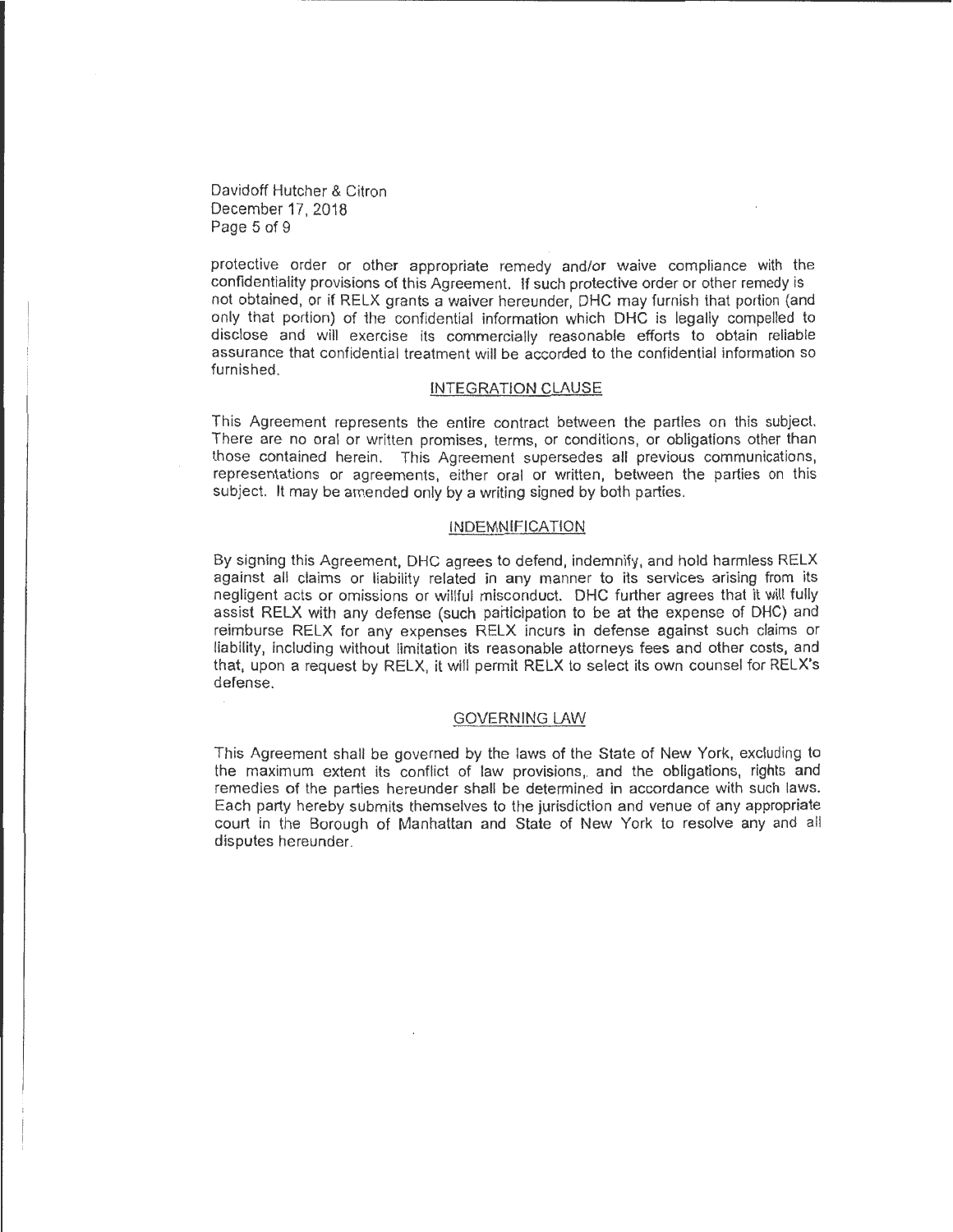protective order or other appropriate remedy and/or waive compliance with the confidentiality provisions of this Agreement. If such protective order or other remedy is not obtained, or if RELX grants a waiver hereunder, DHC may furnish that portion (and only that portion) of the confidential information which DHC is legally compelled to disclose and will exercise its commercially reasonable efforts to obtain reliable assurance that confidential treatment will be accorded to the confidential information so furnished.

## INTEGRATION CLAUSE

This Agreement represents the entire contract between the parties on this subject. There are no oral or written promises, terms, or conditions, or obligations other than those contained herein. This Agreement supersedes all previous communications, representations or agreements, either oral or written, between the parties on this subject. It may be amended only by a writing signed by both parties.

## INDEMNIFICATION

By signing this Agreement, DHC agrees to defend, indemnify, and hold harmless RELX against all claims or liability related in any manner to its services arising from its negligent acts or omissions or willful misconduct. DHC further agrees that it will fully assist RELX with any defense (such participation to be at the expense of DHC) and reimburse RELX for any expenses RELX incurs in defense against such claims or liability, including without limitation its reasonable attorneys fees and other costs, and that, upon a request by RELX, it will permit RELX to select its own counsel for RELX's defense.

## GOVERNING LAW

This Agreement shall be governed by the laws of the State of New York, excluding to the maximum extent its conflict of law provisions, and the obligations, rights and remedies of the parties hereunder shall be determined in accordance with such laws. Each party hereby submits themselves to the jurisdiction and venue of any appropriate court in the Borough of Manhattan and State of New York to resolve any and all disputes hereunder.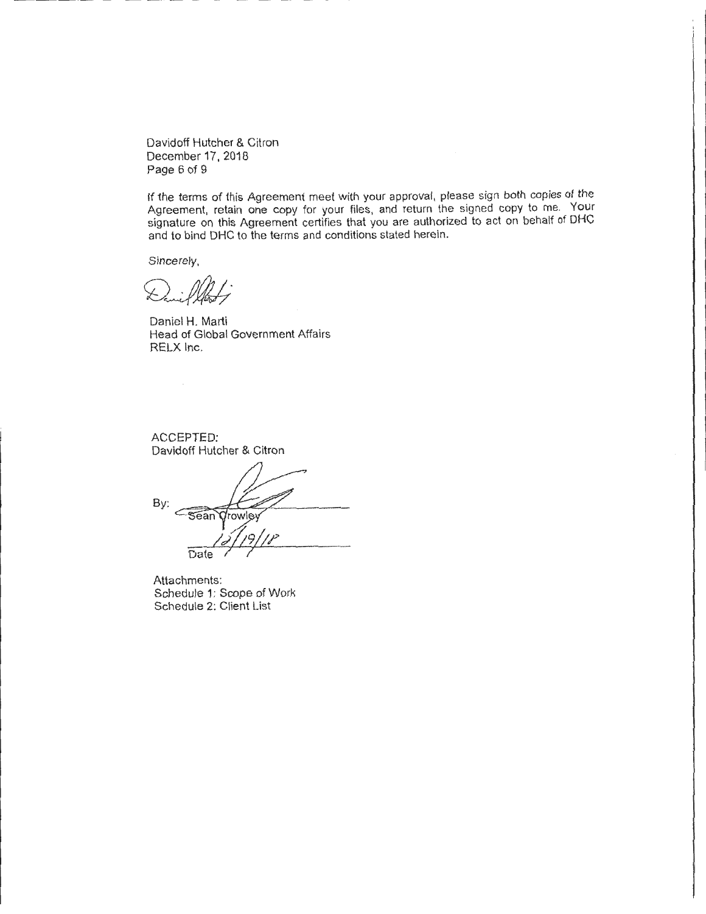Davidoff Hutcher & Citron
December 17, 2018
Page 6 of 9

If the terms of this Agreement meet with your approval, please sign both copies of the Agreement, retain one copy for your files, and return the signed copy to me. Your signature on this Agreement certifies that you are authorized to act on behalf of DHC and to bind DHC to the terms and conditions stated herein.

Sincerely,

Daniel H. Marti
Head of Global Government Affairs
RELX Inc.

ACCEPTED:
Davidoff Hutcher & Citron

By: ______________________
Sean Crowley

12/19/18
Date

Attachments:
Schedule 1: Scope of Work
Schedule 2: Client List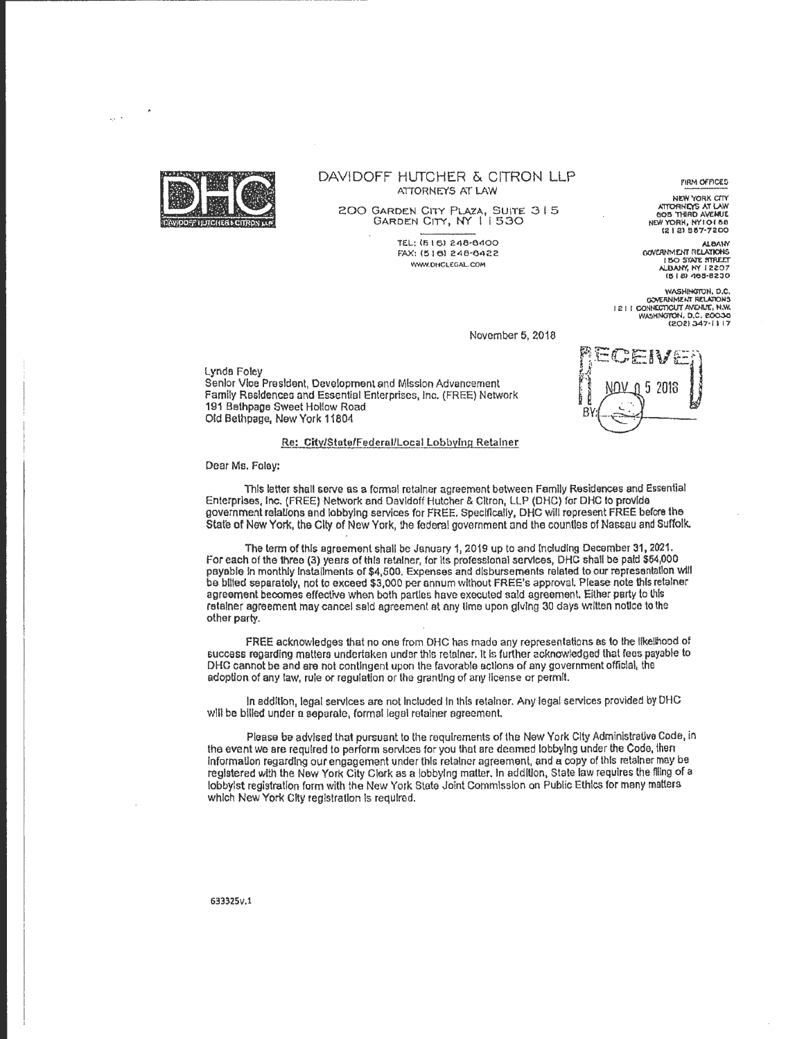**DAVIDOFF HUTCHER & CITRON LLP**
ATTORNEYS AT LAW

200 GARDEN CITY PLAZA, SUITE 315
GARDEN CITY, NY 11530

TEL: (516) 248-6400
FAX: (516) 248-6422
WWW.DHCLEGAL.COM

FIRM OFFICES

NEW YORK CITY
ATTORNEYS AT LAW
605 THIRD AVENUE
NEW YORK, NY 10158
(212) 557-7200

ALBANY
GOVERNMENT RELATIONS
150 STATE STREET
ALBANY, NY 12207
(518) 465-8230

WASHINGTON, D.C.
GOVERNMENT RELATIONS
1211 CONNECTICUT AVENUE, N.W.
WASHINGTON, D.C. 20036
(202) 347-1117

November 5, 2018

RECEIVED
NOV 05 2018
BY:

Lynda Foley
Senior Vice President, Development and Mission Advancement
Family Residences and Essential Enterprises, Inc. (FREE) Network
191 Bethpage Sweet Hollow Road
Old Bethpage, New York 11804

**Re: City/State/Federal/Local Lobbying Retainer**

Dear Ms. Foley:

This letter shall serve as a formal retainer agreement between Family Residences and Essential Enterprises, Inc. (FREE) Network and Davidoff Hutcher & Citron, LLP (DHC) for DHC to provide government relations and lobbying services for FREE. Specifically, DHC will represent FREE before the State of New York, the City of New York, the federal government and the counties of Nassau and Suffolk.

The term of this agreement shall be January 1, 2019 up to and including December 31, 2021. For each of the three (3) years of this retainer, for its professional services, DHC shall be paid $54,000 payable in monthly installments of $4,500. Expenses and disbursements related to our representation will be billed separately, not to exceed $3,000 per annum without FREE's approval. Please note this retainer agreement becomes effective when both parties have executed said agreement. Either party to this retainer agreement may cancel said agreement at any time upon giving 30 days written notice to the other party.

FREE acknowledges that no one from DHC has made any representations as to the likelihood of success regarding matters undertaken under this retainer. It is further acknowledged that fees payable to DHC cannot be and are not contingent upon the favorable actions of any government official, the adoption of any law, rule or regulation or the granting of any license or permit.

In addition, legal services are not included in this retainer. Any legal services provided by DHC will be billed under a separate, formal legal retainer agreement.

Please be advised that pursuant to the requirements of the New York City Administrative Code, in the event we are required to perform services for you that are deemed lobbying under the Code, then information regarding our engagement under this retainer agreement, and a copy of this retainer may be registered with the New York City Clerk as a lobbying matter. In addition, State law requires the filing of a lobbyist registration form with the New York State Joint Commission on Public Ethics for many matters which New York City registration is required.

633325v.1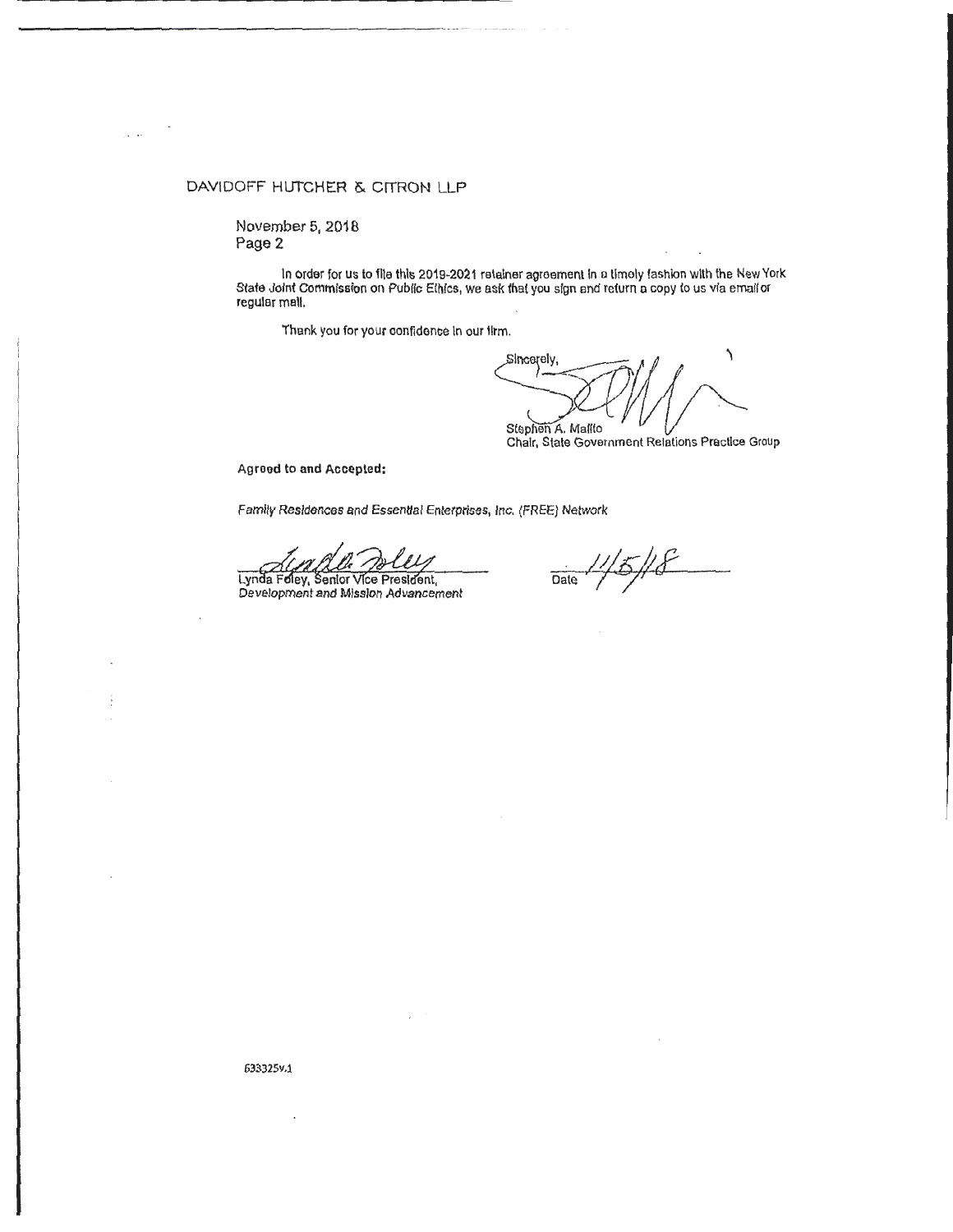DAVIDOFF HUTCHER & CITRON LLP

November 5, 2018
Page 2

In order for us to file this 2019-2021 retainer agreement in a timely fashion with the New York State Joint Commission on Public Ethics, we ask that you sign and return a copy to us via email or regular mail.

Thank you for your confidence in our firm.

Sincerely,

Stephen A. Malito
Chair, State Government Relations Practice Group

**Agreed to and Accepted:**

*Family Residences and Essential Enterprises, Inc. (FREE) Network*

Lynda Foley, Senior Vice President,
*Development and Mission Advancement*

Date 11/5/18

633325v.1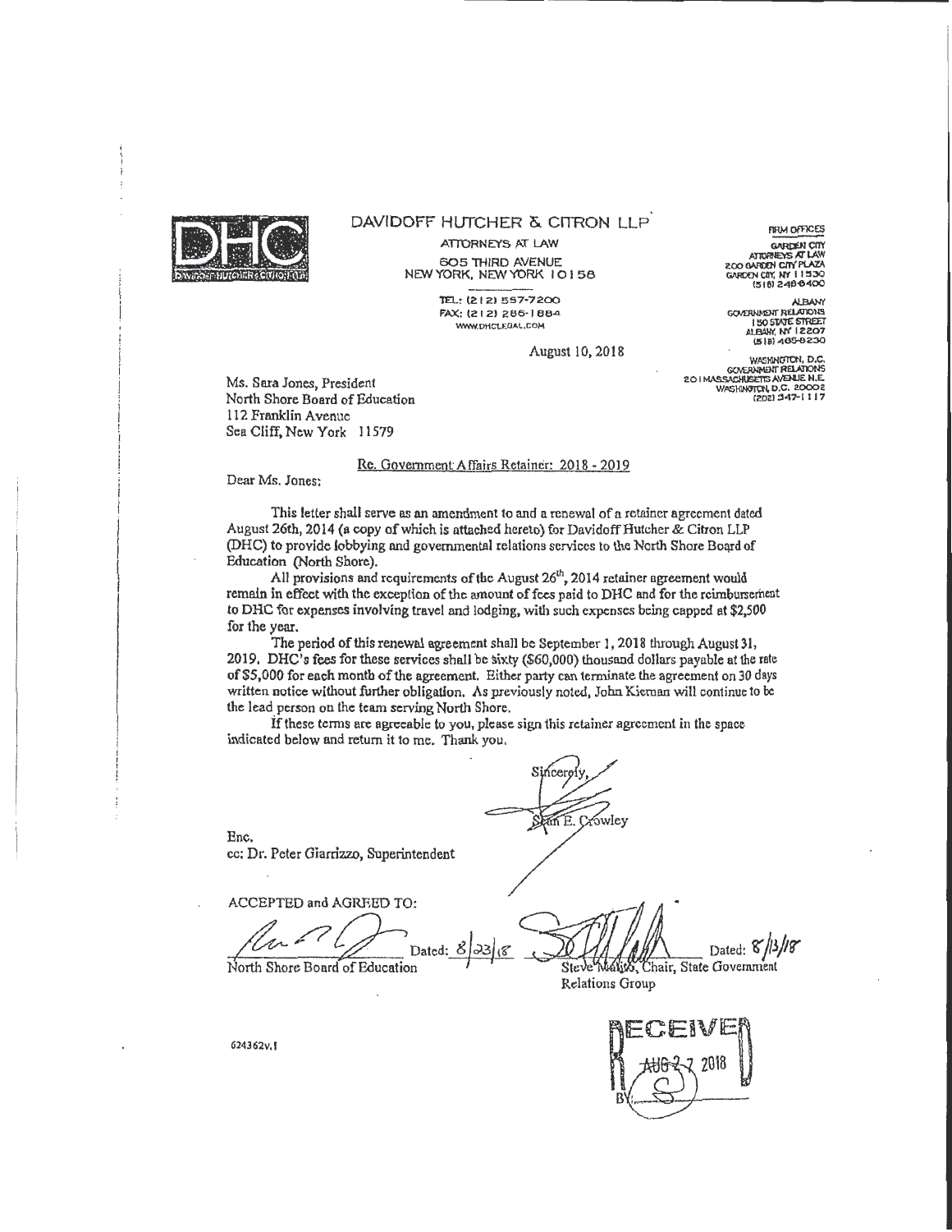DAVIDOFF HUTCHER & CITRON LLP

ATTORNEYS AT LAW
605 THIRD AVENUE
NEW YORK, NEW YORK 10158

TEL.: (212) 557-7200
FAX: (212) 286-1884
WWW.DHCLEGAL.COM

FIRM OFFICES

GARDEN CITY
ATTORNEYS AT LAW
200 GARDEN CITY PLAZA
GARDEN CITY, NY 11530
(516) 248-8400

ALBANY
GOVERNMENT RELATIONS
150 STATE STREET
ALBANY, NY 12207
(518) 465-8230

WASHINGTON, D.C.
GOVERNMENT RELATIONS
201 MASSACHUSETTS AVENUE N.E.
WASHINGTON, D.C. 20002
(202) 347-1117

August 10, 2018

Ms. Sara Jones, President
North Shore Board of Education
112 Franklin Avenue
Sea Cliff, New York 11579

Re. Government Affairs Retainer: 2018 - 2019

Dear Ms. Jones:

This letter shall serve as an amendment to and a renewal of a retainer agreement dated August 26th, 2014 (a copy of which is attached hereto) for Davidoff Hutcher & Citron LLP (DHC) to provide lobbying and governmental relations services to the North Shore Board of Education (North Shore).

All provisions and requirements of the August 26th, 2014 retainer agreement would remain in effect with the exception of the amount of fees paid to DHC and for the reimbursement to DHC for expenses involving travel and lodging, with such expenses being capped at $2,500 for the year.

The period of this renewal agreement shall be September 1, 2018 through August 31, 2019. DHC's fees for these services shall be sixty ($60,000) thousand dollars payable at the rate of $5,000 for each month of the agreement. Either party can terminate the agreement on 30 days written notice without further obligation. As previously noted, John Kiernan will continue to be the lead person on the team serving North Shore.

If these terms are agreeable to you, please sign this retainer agreement in the space indicated below and return it to me. Thank you.

Sincerely,

Sean E. Crowley

Enc.
cc: Dr. Peter Giarrizzo, Superintendent

ACCEPTED and AGREED TO:

North Shore Board of Education — Dated: 8/23/18

Steve Malito, Chair, State Government Relations Group — Dated: 8/13/18

624362v.1

RECEIVED
AUG 27 2018
BY: S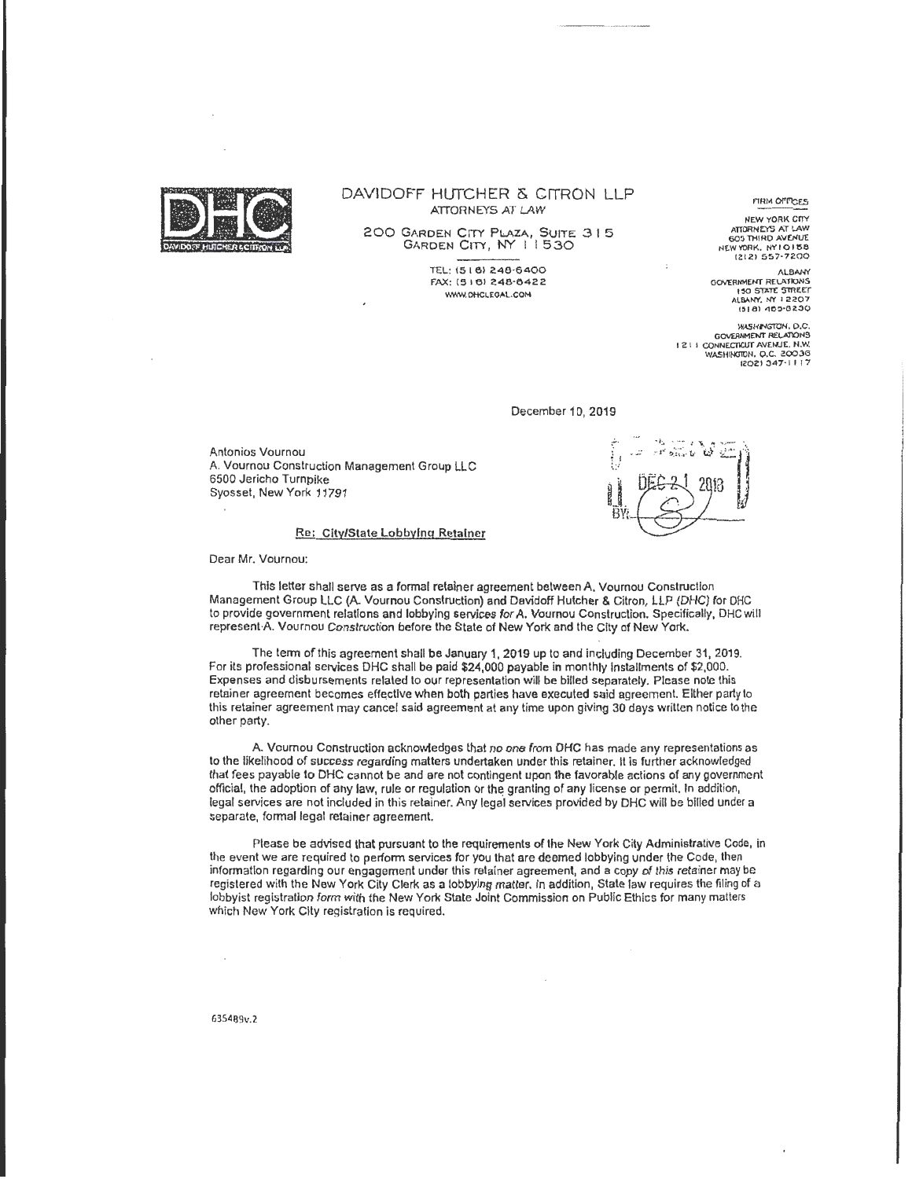DAVIDOFF HUTCHER & CITRON LLP
ATTORNEYS AT LAW

200 GARDEN CITY PLAZA, SUITE 315
GARDEN CITY, NY 11530

TEL: (516) 248-6400
FAX: (516) 248-6422
WWW.DHCLEGAL.COM

FIRM OFFICES

NEW YORK CITY
ATTORNEYS AT LAW
605 THIRD AVENUE
NEW YORK, NY 10158
(212) 557-7200

ALBANY
GOVERNMENT RELATIONS
150 STATE STREET
ALBANY, NY 12207
(518) 465-8230

WASHINGTON, D.C.
GOVERNMENT RELATIONS
1211 CONNECTICUT AVENUE, N.W.
WASHINGTON, D.C. 20036
(202) 347-1117

December 10, 2019

Antonios Vournou
A. Vournou Construction Management Group LLC
6500 Jericho Turnpike
Syosset, New York 11791

RECEIVED
DEC 21 2018
BY:

**Re: City/State Lobbying Retainer**

Dear Mr. Vournou:

This letter shall serve as a formal retainer agreement between A. Vournou Construction Management Group LLC (A. Vournou Construction) and Davidoff Hutcher & Citron, LLP (DHC) for DHC to provide government relations and lobbying services for A. Vournou Construction. Specifically, DHC will represent A. Vournou Construction before the State of New York and the City of New York.

The term of this agreement shall be January 1, 2019 up to and including December 31, 2019. For its professional services DHC shall be paid $24,000 payable in monthly installments of $2,000. Expenses and disbursements related to our representation will be billed separately. Please note this retainer agreement becomes effective when both parties have executed said agreement. Either party to this retainer agreement may cancel said agreement at any time upon giving 30 days written notice to the other party.

A. Vournou Construction acknowledges that no one from DHC has made any representations as to the likelihood of success regarding matters undertaken under this retainer. It is further acknowledged that fees payable to DHC cannot be and are not contingent upon the favorable actions of any government official, the adoption of any law, rule or regulation or the granting of any license or permit. In addition, legal services are not included in this retainer. Any legal services provided by DHC will be billed under a separate, formal legal retainer agreement.

Please be advised that pursuant to the requirements of the New York City Administrative Code, in the event we are required to perform services for you that are deemed lobbying under the Code, then information regarding our engagement under this retainer agreement, and a copy of this retainer may be registered with the New York City Clerk as a lobbying matter. In addition, State law requires the filing of a lobbyist registration form with the New York State Joint Commission on Public Ethics for many matters which New York City registration is required.

635489v.2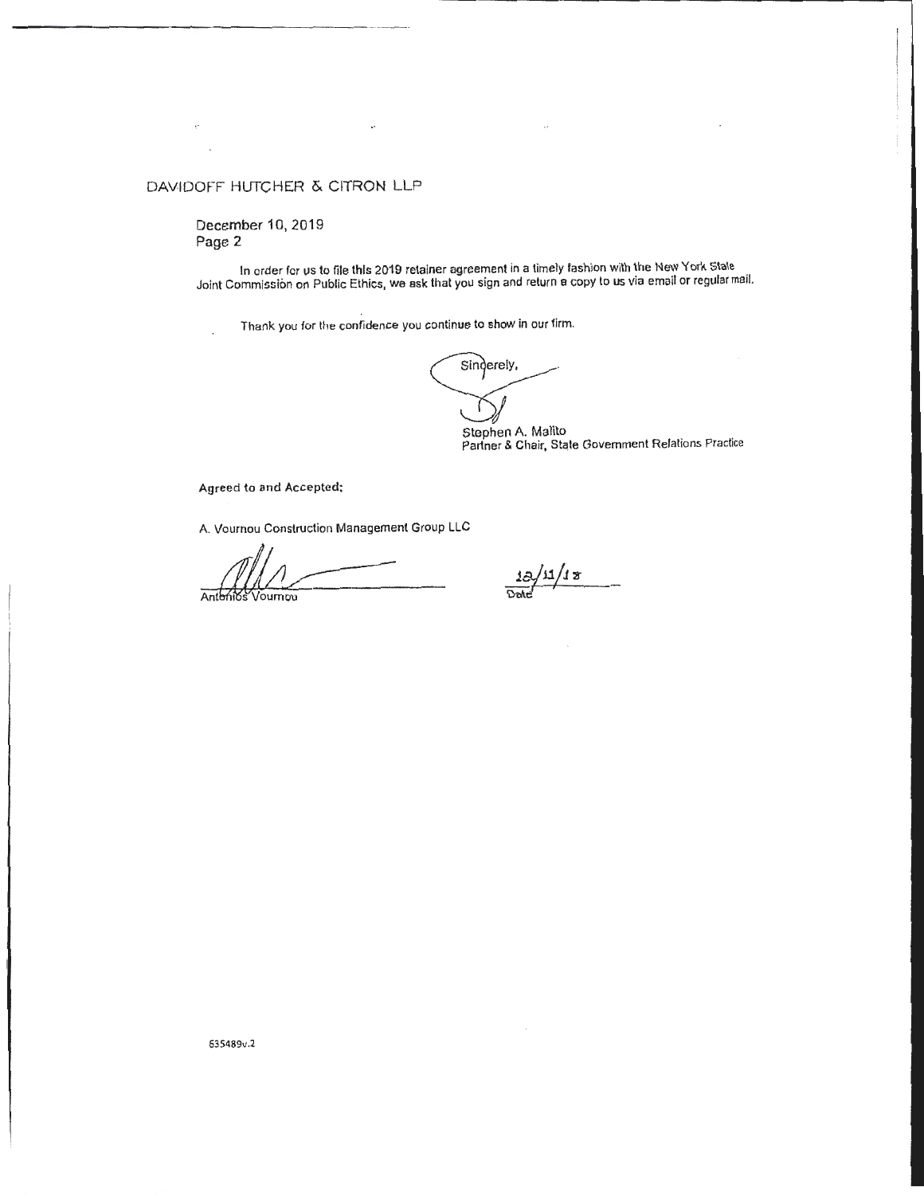DAVIDOFF HUTCHER & CITRON LLP

December 10, 2019
Page 2

In order for us to file this 2019 retainer agreement in a timely fashion with the New York State Joint Commission on Public Ethics, we ask that you sign and return a copy to us via email or regular mail.

Thank you for the confidence you continue to show in our firm.

Sincerely,

Stephen A. Malito
Partner & Chair, State Government Relations Practice

**Agreed to and Accepted:**

A. Vournou Construction Management Group LLC

Antonios Vournou

12/11/18
Date

635489v.2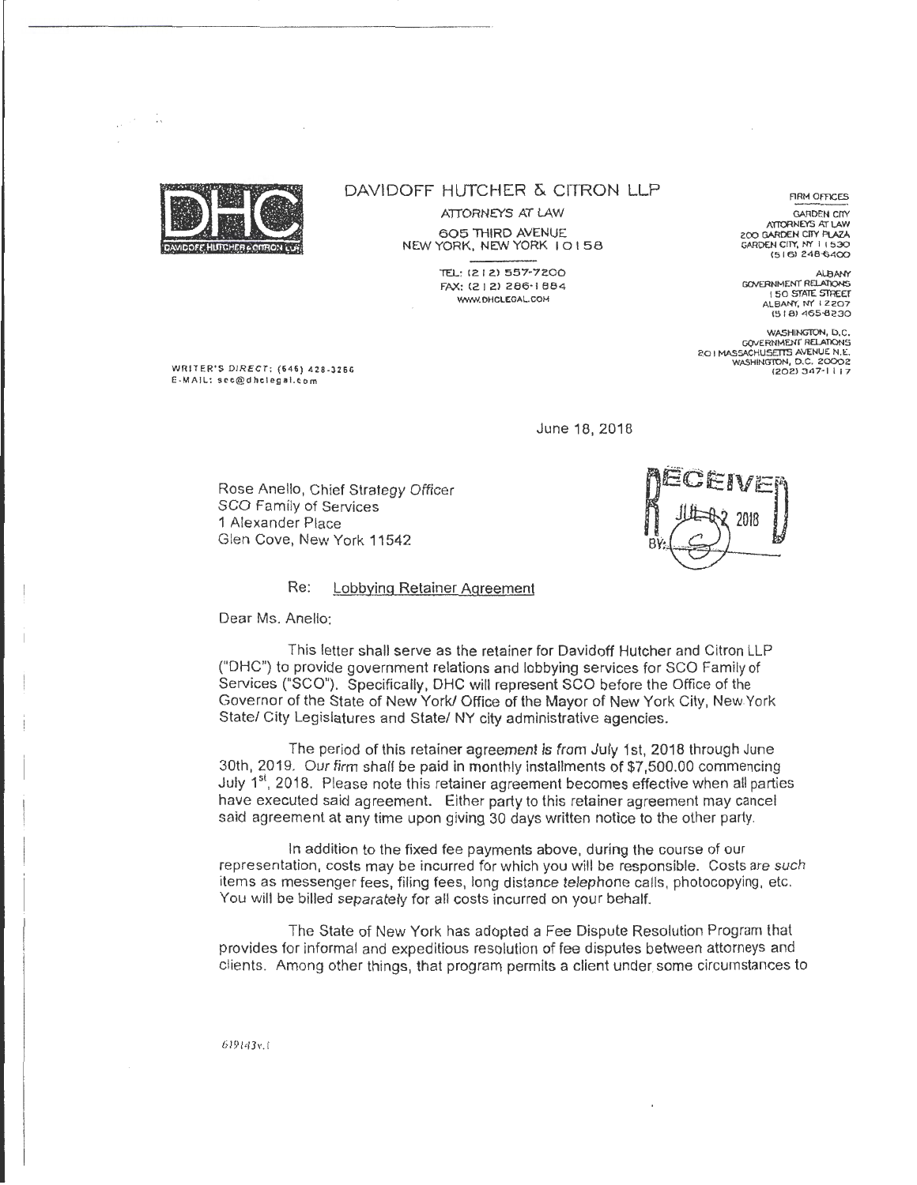DHC

DAVIDOFF HUTCHER & CITRON LLP

ATTORNEYS AT LAW

605 THIRD AVENUE
NEW YORK, NEW YORK 10158

TEL: (212) 557-7200
FAX: (212) 286-1884
WWW.DHCLEGAL.COM

FIRM OFFICES

GARDEN CITY
ATTORNEYS AT LAW
200 GARDEN CITY PLAZA
GARDEN CITY, NY 11530
(516) 248-6400

ALBANY
GOVERNMENT RELATIONS
150 STATE STREET
ALBANY, NY 12207
(518) 465-8230

WASHINGTON, D.C.
GOVERNMENT RELATIONS
201 MASSACHUSETTS AVENUE N.E.
WASHINGTON, D.C. 20002
(202) 347-1117

WRITER'S DIRECT: (646) 428-3256
E-MAIL: scc@dhclegal.com

June 18, 2018

RECEIVED JUL 02 2018 BY:

Rose Anello, Chief Strategy Officer
SCO Family of Services
1 Alexander Place
Glen Cove, New York 11542

Re: Lobbying Retainer Agreement

Dear Ms. Anello:

This letter shall serve as the retainer for Davidoff Hutcher and Citron LLP ("DHC") to provide government relations and lobbying services for SCO Family of Services ("SCO"). Specifically, DHC will represent SCO before the Office of the Governor of the State of New York/ Office of the Mayor of New York City, New York State/ City Legislatures and State/ NY city administrative agencies.

The period of this retainer agreement is from July 1st, 2018 through June 30th, 2019. Our firm shall be paid in monthly installments of $7,500.00 commencing July 1st, 2018. Please note this retainer agreement becomes effective when all parties have executed said agreement. Either party to this retainer agreement may cancel said agreement at any time upon giving 30 days written notice to the other party.

In addition to the fixed fee payments above, during the course of our representation, costs may be incurred for which you will be responsible. Costs are such items as messenger fees, filing fees, long distance telephone calls, photocopying, etc. You will be billed separately for all costs incurred on your behalf.

The State of New York has adopted a Fee Dispute Resolution Program that provides for informal and expeditious resolution of fee disputes between attorneys and clients. Among other things, that program permits a client under some circumstances to

619143v.1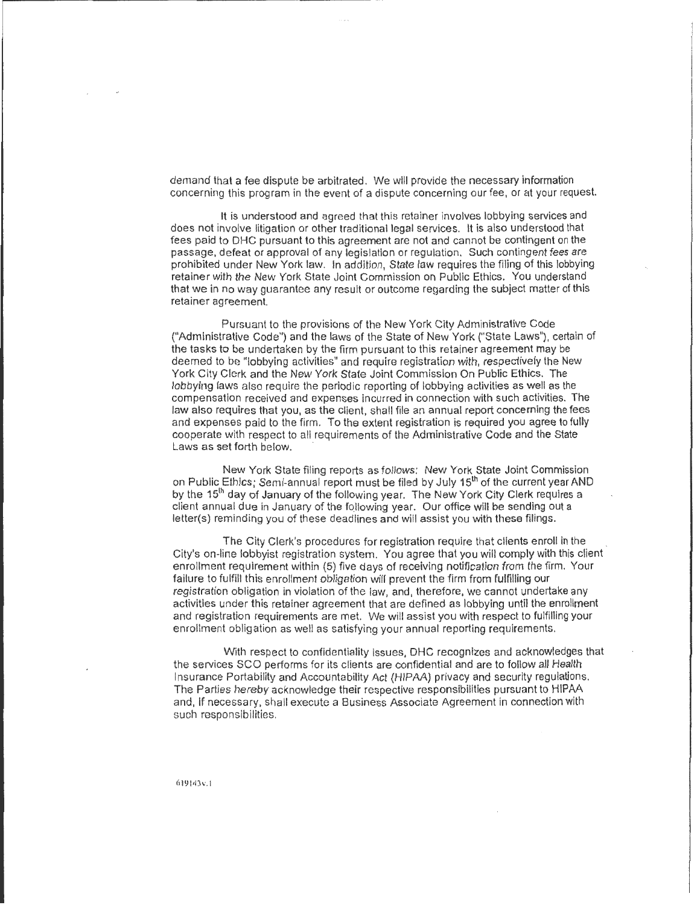demand that a fee dispute be arbitrated. We will provide the necessary information concerning this program in the event of a dispute concerning our fee, or at your request.

It is understood and agreed that this retainer involves lobbying services and does not involve litigation or other traditional legal services. It is also understood that fees paid to DHC pursuant to this agreement are not and cannot be contingent on the passage, defeat or approval of any legislation or regulation. Such contingent fees are prohibited under New York law. In addition, State law requires the filing of this lobbying retainer with the New York State Joint Commission on Public Ethics. You understand that we in no way guarantee any result or outcome regarding the subject matter of this retainer agreement.

Pursuant to the provisions of the New York City Administrative Code ("Administrative Code") and the laws of the State of New York ("State Laws"), certain of the tasks to be undertaken by the firm pursuant to this retainer agreement may be deemed to be "lobbying activities" and require registration with, respectively the New York City Clerk and the New York State Joint Commission On Public Ethics. The lobbying laws also require the periodic reporting of lobbying activities as well as the compensation received and expenses incurred in connection with such activities. The law also requires that you, as the client, shall file an annual report concerning the fees and expenses paid to the firm. To the extent registration is required you agree to fully cooperate with respect to all requirements of the Administrative Code and the State Laws as set forth below.

New York State filing reports as follows: New York State Joint Commission on Public Ethics; Semi-annual report must be filed by July 15th of the current year AND by the 15th day of January of the following year. The New York City Clerk requires a client annual due in January of the following year. Our office will be sending out a letter(s) reminding you of these deadlines and will assist you with these filings.

The City Clerk's procedures for registration require that clients enroll in the City's on-line lobbyist registration system. You agree that you will comply with this client enrollment requirement within (5) five days of receiving notification from the firm. Your failure to fulfill this enrollment obligation will prevent the firm from fulfilling our registration obligation in violation of the law, and, therefore, we cannot undertake any activities under this retainer agreement that are defined as lobbying until the enrollment and registration requirements are met. We will assist you with respect to fulfilling your enrollment obligation as well as satisfying your annual reporting requirements.

With respect to confidentiality issues, DHC recognizes and acknowledges that the services SCO performs for its clients are confidential and are to follow all Health Insurance Portability and Accountability Act (HIPAA) privacy and security regulations. The Parties hereby acknowledge their respective responsibilities pursuant to HIPAA and, if necessary, shall execute a Business Associate Agreement in connection with such responsibilities.

619143v.1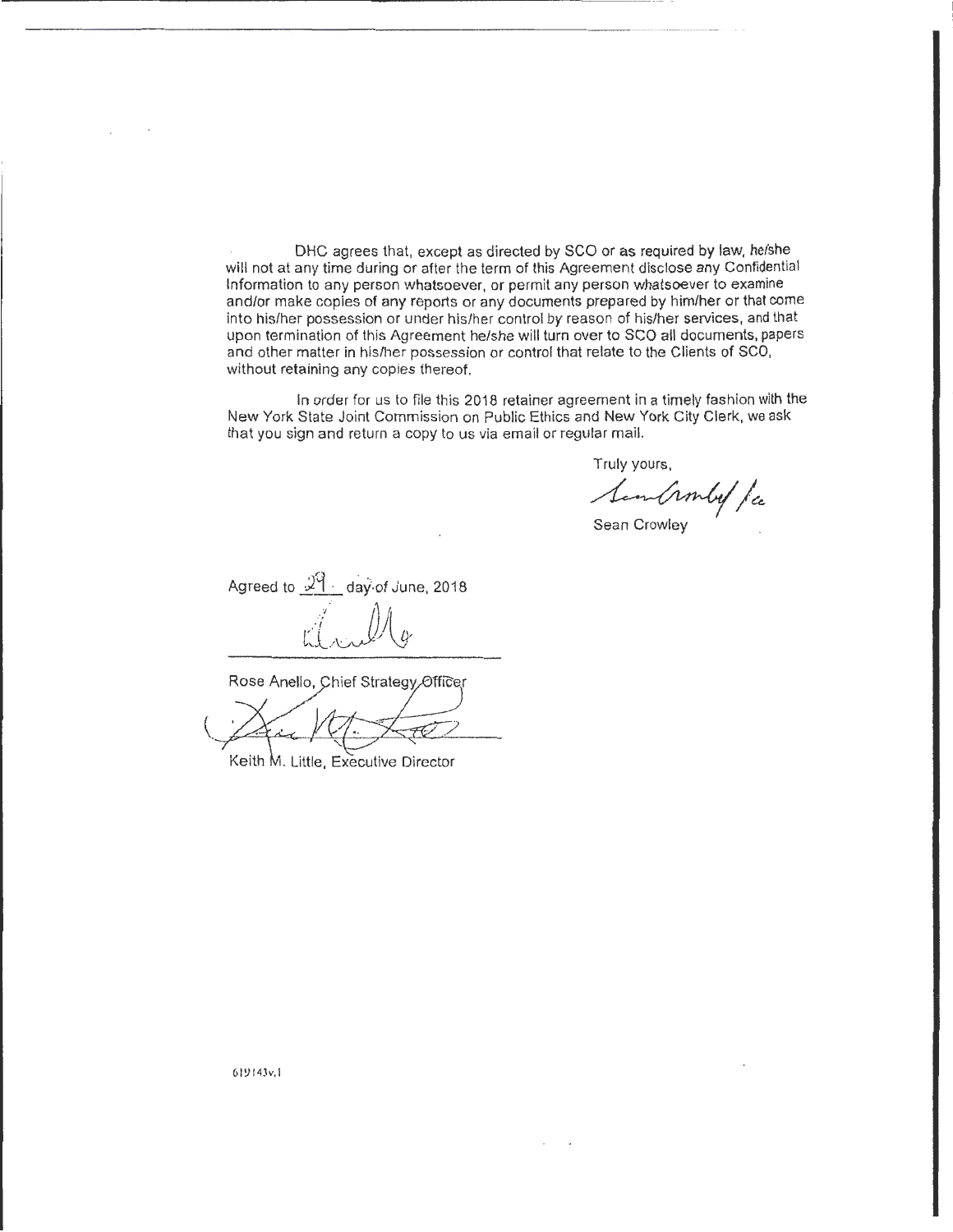DHC agrees that, except as directed by SCO or as required by law, he/she will not at any time during or after the term of this Agreement disclose any Confidential Information to any person whatsoever, or permit any person whatsoever to examine and/or make copies of any reports or any documents prepared by him/her or that come into his/her possession or under his/her control by reason of his/her services, and that upon termination of this Agreement he/she will turn over to SCO all documents, papers and other matter in his/her possession or control that relate to the Clients of SCO, without retaining any copies thereof.

In order for us to file this 2018 retainer agreement in a timely fashion with the New York State Joint Commission on Public Ethics and New York City Clerk, we ask that you sign and return a copy to us via email or regular mail.

Truly yours,

Sean Crowley

Agreed to 29 day of June, 2018

Rose Anello, Chief Strategy Officer

Keith M. Little, Executive Director

619143v.1